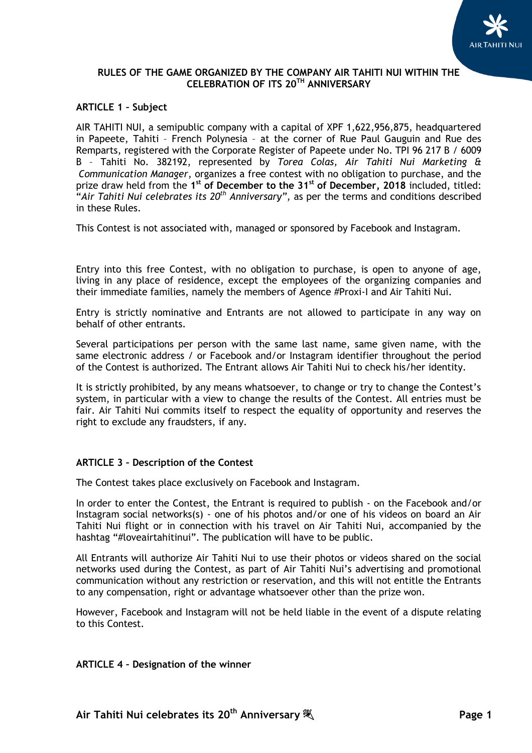# RULES OF THE GAME ORGANIZED BY THE COMPANY AIR TAHITI NUI WITHIN THE CELEBRATION OF ITS 20TH ANNIVERSARY

## ARTICLE 1 – Subject

AIR TAHITI NUI, a semipublic company with a capital of XPF 1,622,956,875, headquartered in Papeete, Tahiti – French Polynesia – at the corner of Rue Paul Gauguin and Rue des Remparts, registered with the Corporate Register of Papeete under No. TPI 96 217 B / 6009 B – Tahiti No. 382192, represented by *Torea Colas, Air Tahiti Nui Marketing & Communication Manager*, organizes a free contest with no obligation to purchase, and the prize draw held from the **1st of December to the 31st of December, 2018** included, titled: "*Air Tahiti Nui celebrates its 20th Anniversary*", as per the terms and conditions described in these Rules.

This Contest is not associated with, managed or sponsored by Facebook and Instagram.

Entry into this free Contest, with no obligation to purchase, is open to anyone of age, living in any place of residence, except the employees of the organizing companies and their immediate families, namely the members of Agence #Proxi-I and Air Tahiti Nui.

Entry is strictly nominative and Entrants are not allowed to participate in any way on behalf of other entrants.

Several participations per person with the same last name, same given name, with the same electronic address / or Facebook and/or Instagram identifier throughout the period of the Contest is authorized. The Entrant allows Air Tahiti Nui to check his/her identity.

It is strictly prohibited, by any means whatsoever, to change or try to change the Contest's system, in particular with a view to change the results of the Contest. All entries must be fair. Air Tahiti Nui commits itself to respect the equality of opportunity and reserves the right to exclude any fraudsters, if any.

## ARTICLE 3 – Description of the Contest

The Contest takes place exclusively on Facebook and Instagram.

In order to enter the Contest, the Entrant is required to publish - on the Facebook and/or Instagram social networks(s) - one of his photos and/or one of his videos on board an Air Tahiti Nui flight or in connection with his travel on Air Tahiti Nui, accompanied by the hashtag "#loveairtahitinui". The publication will have to be public.

All Entrants will authorize Air Tahiti Nui to use their photos or videos shared on the social networks used during the Contest, as part of Air Tahiti Nui's advertising and promotional communication without any restriction or reservation, and this will not entitle the Entrants to any compensation, right or advantage whatsoever other than the prize won.

However, Facebook and Instagram will not be held liable in the event of a dispute relating to this Contest.

## ARTICLE 4 – Designation of the winner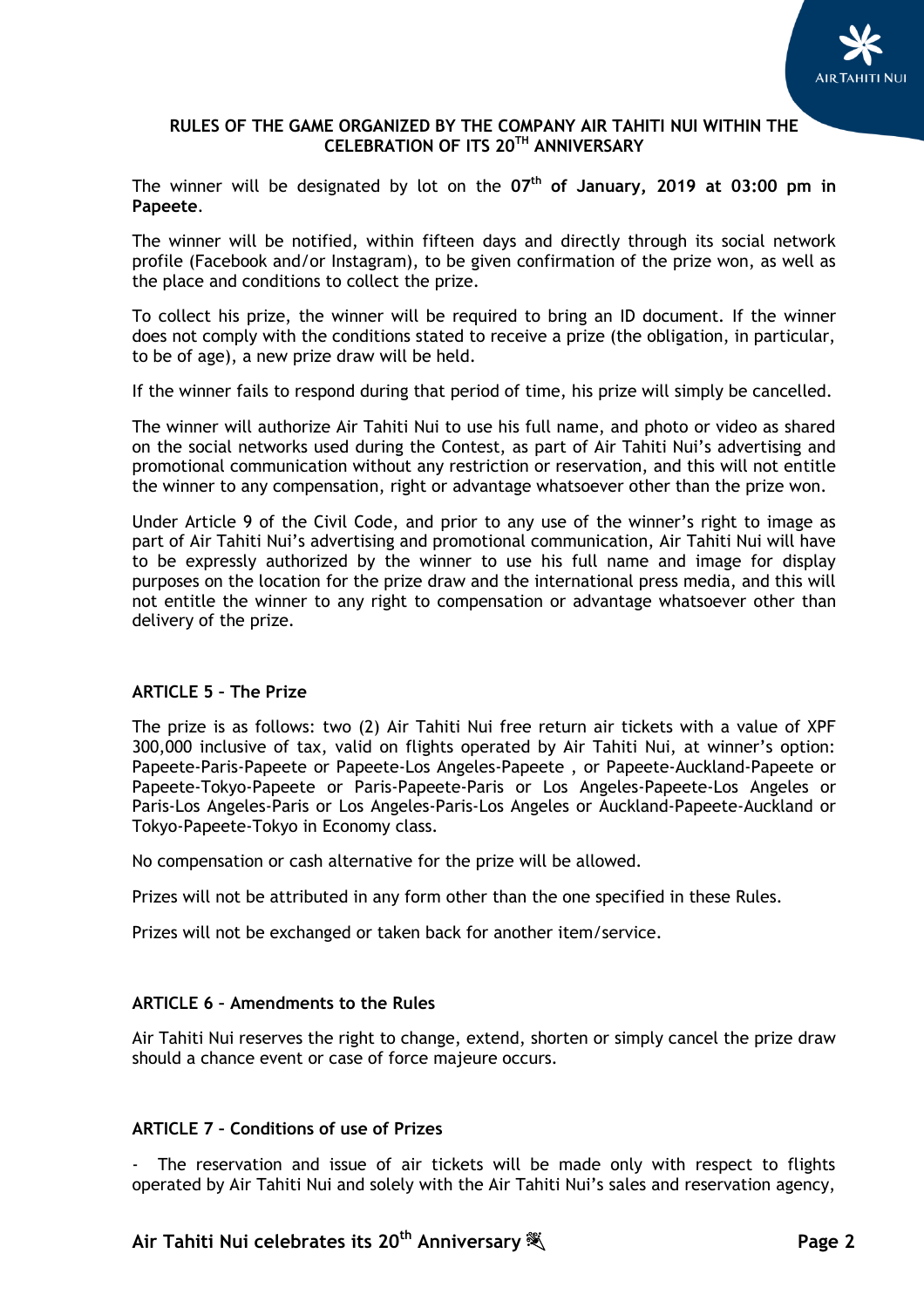**RULES OF THE GAME ORGANIZED BY THE COMPANY AIR TAHITI NUI WITHIN THE CELEBRATION OF ITS 20TH ANNIVERSARY**

The winner will be designated by lot on the **07th of January, 2019 at 03:00 pm in Papeete**.

The winner will be notified, within fifteen days and directly through its social network profile (Facebook and/or Instagram), to be given confirmation of the prize won, as well as the place and conditions to collect the prize.

To collect his prize, the winner will be required to bring an ID document. If the winner does not comply with the conditions stated to receive a prize (the obligation, in particular, to be of age), a new prize draw will be held.

If the winner fails to respond during that period of time, his prize will simply be cancelled.

The winner will authorize Air Tahiti Nui to use his full name, and photo or video as shared on the social networks used during the Contest, as part of Air Tahiti Nui's advertising and promotional communication without any restriction or reservation, and this will not entitle the winner to any compensation, right or advantage whatsoever other than the prize won.

Under Article 9 of the Civil Code, and prior to any use of the winner's right to image as part of Air Tahiti Nui's advertising and promotional communication, Air Tahiti Nui will have to be expressly authorized by the winner to use his full name and image for display purposes on the location for the prize draw and the international press media, and this will not entitle the winner to any right to compensation or advantage whatsoever other than delivery of the prize.

## ARTICLE 5 – The Prize

The prize is as follows: two (2) Air Tahiti Nui free return air tickets with a value of XPF 300,000 inclusive of tax, valid on flights operated by Air Tahiti Nui, at winner's option: Papeete-Paris-Papeete or Papeete-Los Angeles-Papeete , or Papeete-Auckland-Papeete or Papeete-Tokyo-Papeete or Paris-Papeete-Paris or Los Angeles-Papeete-Los Angeles or Paris-Los Angeles-Paris or Los Angeles-Paris-Los Angeles or Auckland-Papeete-Auckland or Tokyo-Papeete-Tokyo in Economy class.

No compensation or cash alternative for the prize will be allowed.

Prizes will not be attributed in any form other than the one specified in these Rules.

Prizes will not be exchanged or taken back for another item/service.

## ARTICLE 6 – Amendments to the Rules

Air Tahiti Nui reserves the right to change, extend, shorten or simply cancel the prize draw should a chance event or case of force majeure occurs.

## ARTICLE 7 – Conditions of use of Prizes

- The reservation and issue of air tickets will be made only with respect to flights operated by Air Tahiti Nui and solely with the Air Tahiti Nui's sales and reservation agency,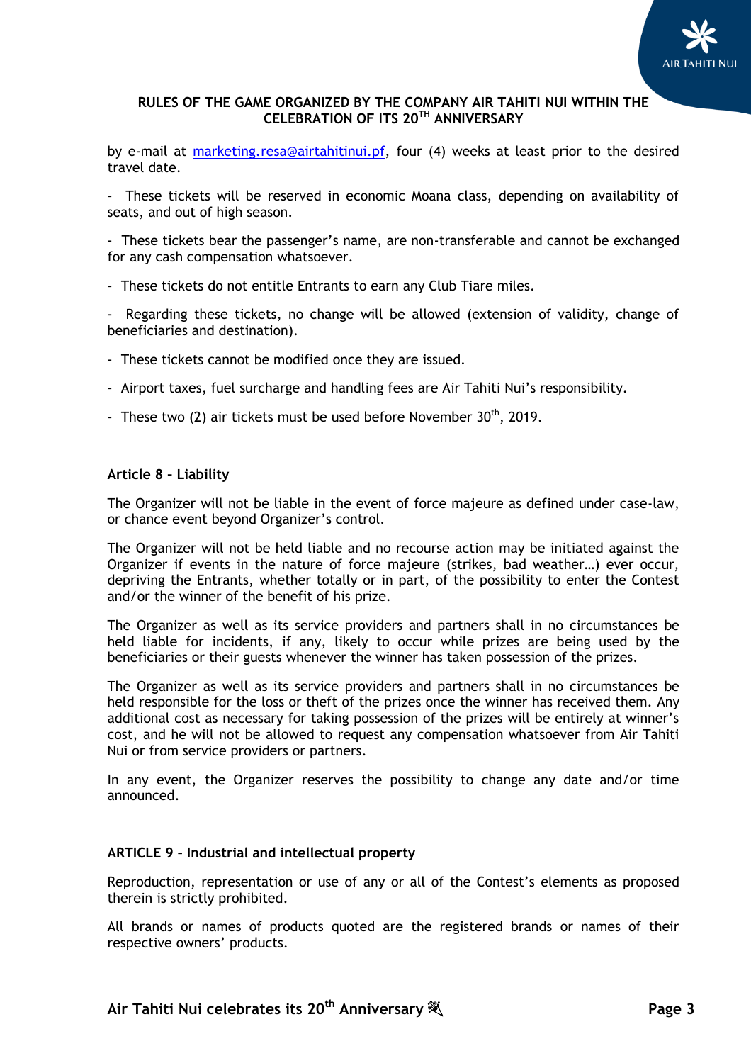by e-mail at marketing.resa@airtahitinui.pf, four (4) weeks at least prior to the desired travel date.

- These tickets will be reserved in economic Moana class, depending on availability of seats, and out of high season.
- These tickets bear the passenger's name, are non-transferable and cannot be exchanged for any cash compensation whatsoever.
- These tickets do not entitle Entrants to earn any Club Tiare miles.
- Regarding these tickets, no change will be allowed (extension of validity, change of beneficiaries and destination).
- These tickets cannot be modified once they are issued.
- Airport taxes, fuel surcharge and handling fees are Air Tahiti Nui's responsibility.
- These two (2) air tickets must be used before November 30th, 2019.

**Article 8 – Liability**

The Organizer will not be liable in the event of force majeure as defined under case-law, or chance event beyond Organizer's control.

The Organizer will not be held liable and no recourse action may be initiated against the Organizer if events in the nature of force majeure (strikes, bad weather…) ever occur, depriving the Entrants, whether totally or in part, of the possibility to enter the Contest and/or the winner of the benefit of his prize.

The Organizer as well as its service providers and partners shall in no circumstances be held liable for incidents, if any, likely to occur while prizes are being used by the beneficiaries or their guests whenever the winner has taken possession of the prizes.

The Organizer as well as its service providers and partners shall in no circumstances be held responsible for the loss or theft of the prizes once the winner has received them. Any additional cost as necessary for taking possession of the prizes will be entirely at winner's cost, and he will not be allowed to request any compensation whatsoever from Air Tahiti Nui or from service providers or partners.

In any event, the Organizer reserves the possibility to change any date and/or time announced.

**ARTICLE 9 – Industrial and intellectual property**

Reproduction, representation or use of any or all of the Contest's elements as proposed therein is strictly prohibited.

All brands or names of products quoted are the registered brands or names of their respective owners' products.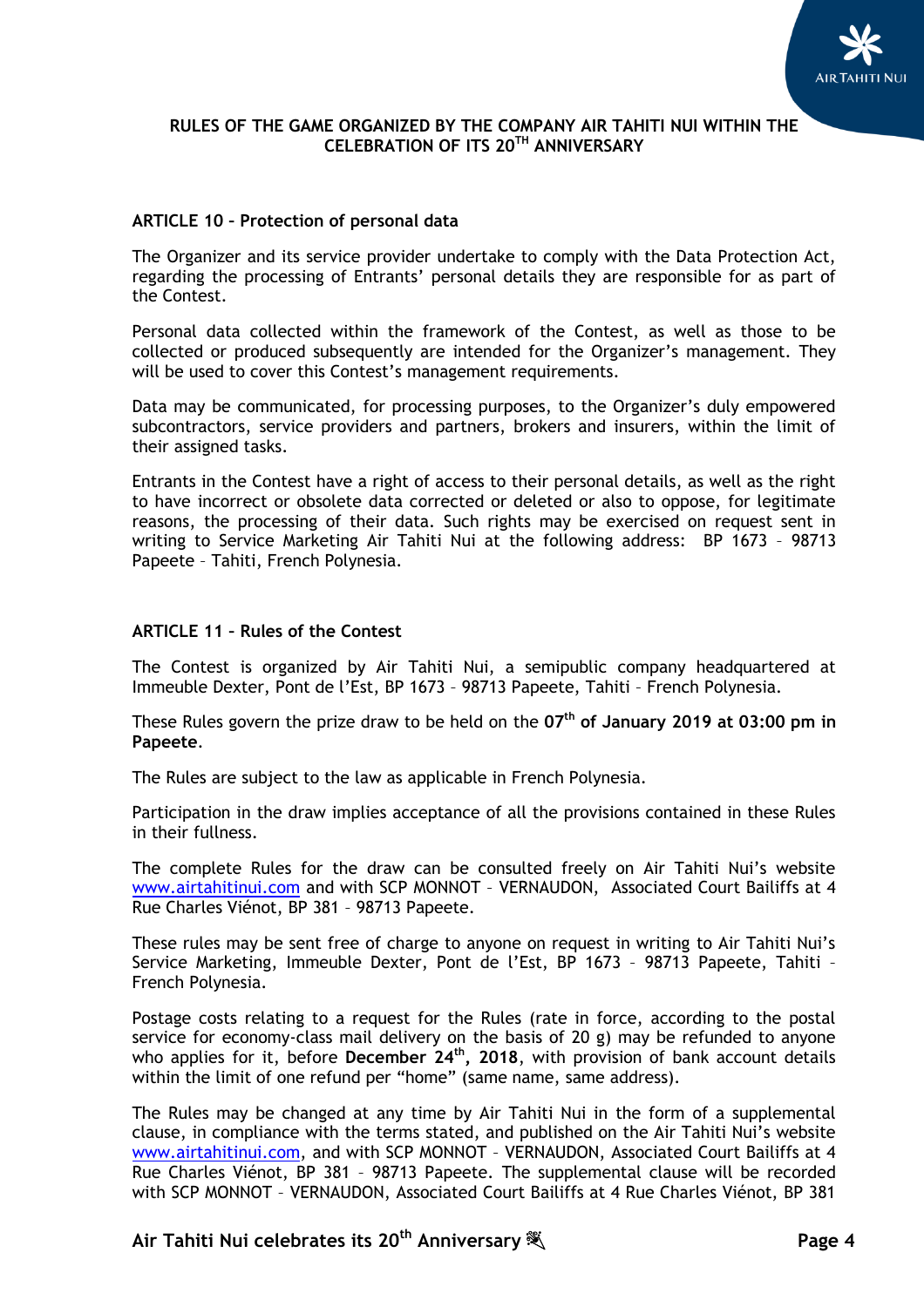**RULES OF THE GAME ORGANIZED BY THE COMPANY AIR TAHITI NUI WITHIN THE CELEBRATION OF ITS 20TH ANNIVERSARY**

**ARTICLE 10 – Protection of personal data**

The Organizer and its service provider undertake to comply with the Data Protection Act, regarding the processing of Entrants' personal details they are responsible for as part of the Contest.

Personal data collected within the framework of the Contest, as well as those to be collected or produced subsequently are intended for the Organizer's management. They will be used to cover this Contest's management requirements.

Data may be communicated, for processing purposes, to the Organizer's duly empowered subcontractors, service providers and partners, brokers and insurers, within the limit of their assigned tasks.

Entrants in the Contest have a right of access to their personal details, as well as the right to have incorrect or obsolete data corrected or deleted or also to oppose, for legitimate reasons, the processing of their data. Such rights may be exercised on request sent in writing to Service Marketing Air Tahiti Nui at the following address: BP 1673 – 98713 Papeete – Tahiti, French Polynesia.

**ARTICLE 11 – Rules of the Contest**

The Contest is organized by Air Tahiti Nui, a semipublic company headquartered at Immeuble Dexter, Pont de l'Est, BP 1673 – 98713 Papeete, Tahiti – French Polynesia.

These Rules govern the prize draw to be held on the **07th of January 2019 at 03:00 pm in Papeete**.

The Rules are subject to the law as applicable in French Polynesia.

Participation in the draw implies acceptance of all the provisions contained in these Rules in their fullness.

The complete Rules for the draw can be consulted freely on Air Tahiti Nui's website www.airtahitinui.com and with SCP MONNOT – VERNAUDON, Associated Court Bailiffs at 4 Rue Charles Viénot, BP 381 – 98713 Papeete.

These rules may be sent free of charge to anyone on request in writing to Air Tahiti Nui's Service Marketing, Immeuble Dexter, Pont de l'Est, BP 1673 – 98713 Papeete, Tahiti – French Polynesia.

Postage costs relating to a request for the Rules (rate in force, according to the postal service for economy-class mail delivery on the basis of 20 g) may be refunded to anyone who applies for it, before **December 24th, 2018**, with provision of bank account details within the limit of one refund per "home" (same name, same address).

The Rules may be changed at any time by Air Tahiti Nui in the form of a supplemental clause, in compliance with the terms stated, and published on the Air Tahiti Nui's website www.airtahitinui.com, and with SCP MONNOT – VERNAUDON, Associated Court Bailiffs at 4 Rue Charles Viénot, BP 381 – 98713 Papeete. The supplemental clause will be recorded with SCP MONNOT – VERNAUDON, Associated Court Bailiffs at 4 Rue Charles Viénot, BP 381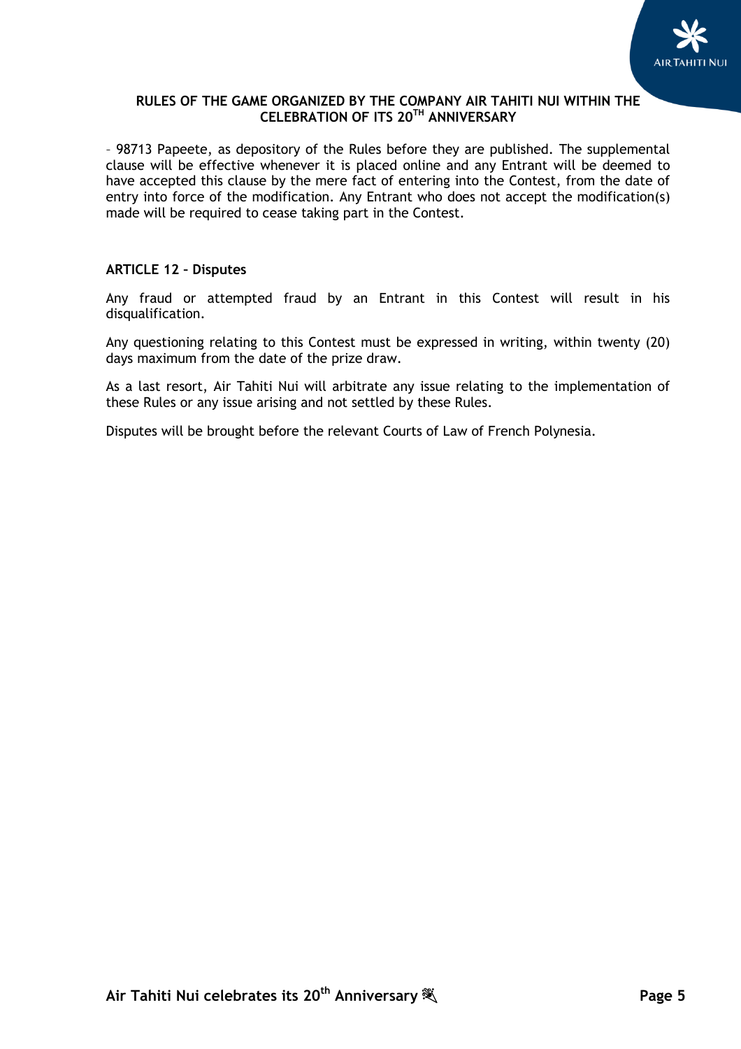– 98713 Papeete, as depository of the Rules before they are published. The supplemental clause will be effective whenever it is placed online and any Entrant will be deemed to have accepted this clause by the mere fact of entering into the Contest, from the date of entry into force of the modification. Any Entrant who does not accept the modification(s) made will be required to cease taking part in the Contest.

**ARTICLE 12 – Disputes**

Any fraud or attempted fraud by an Entrant in this Contest will result in his disqualification.

Any questioning relating to this Contest must be expressed in writing, within twenty (20) days maximum from the date of the prize draw.

As a last resort, Air Tahiti Nui will arbitrate any issue relating to the implementation of these Rules or any issue arising and not settled by these Rules.

Disputes will be brought before the relevant Courts of Law of French Polynesia.